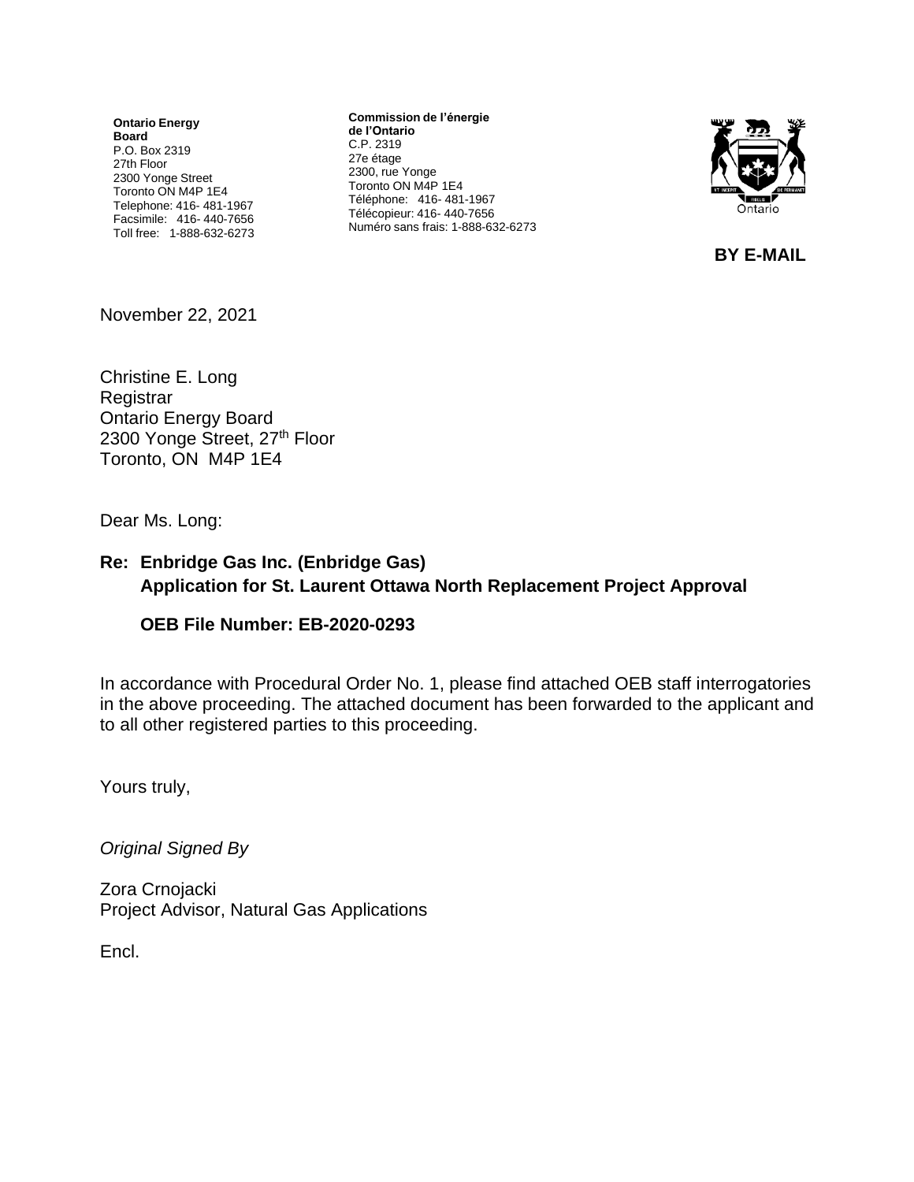**Ontario Energy Board**
P.O. Box 2319
27th Floor
2300 Yonge Street
Toronto ON M4P 1E4
Telephone: 416- 481-1967
Facsimile: 416- 440-7656
Toll free: 1-888-632-6273

**Commission de l'énergie de l'Ontario**
C.P. 2319
27e étage
2300, rue Yonge
Toronto ON M4P 1E4
Téléphone: 416- 481-1967
Télécopieur: 416- 440-7656
Numéro sans frais: 1-888-632-6273

**BY E-MAIL**

November 22, 2021

Christine E. Long
Registrar
Ontario Energy Board
2300 Yonge Street, 27th Floor
Toronto, ON M4P 1E4

Dear Ms. Long:

**Re: Enbridge Gas Inc. (Enbridge Gas)**
**Application for St. Laurent Ottawa North Replacement Project Approval**

**OEB File Number: EB-2020-0293**

In accordance with Procedural Order No. 1, please find attached OEB staff interrogatories in the above proceeding. The attached document has been forwarded to the applicant and to all other registered parties to this proceeding.

Yours truly,

*Original Signed By*

Zora Crnojacki
Project Advisor, Natural Gas Applications

Encl.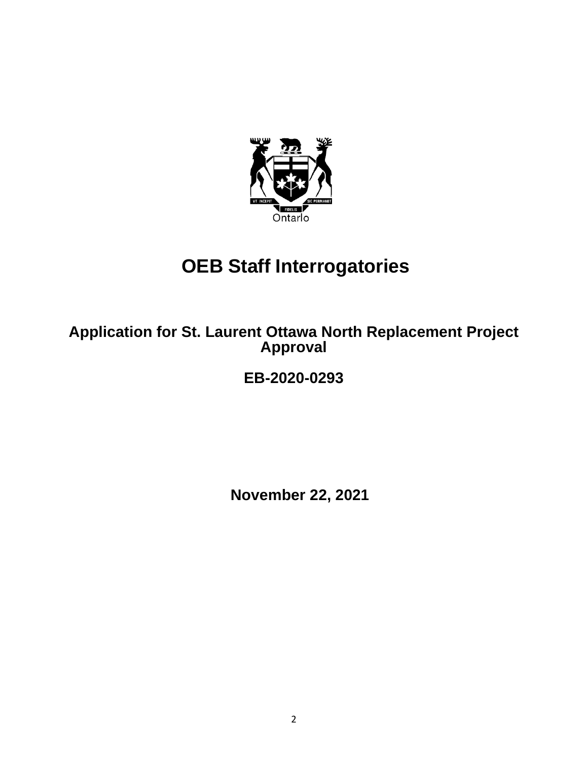# OEB Staff Interrogatories

## Application for St. Laurent Ottawa North Replacement Project Approval

## EB-2020-0293

**November 22, 2021**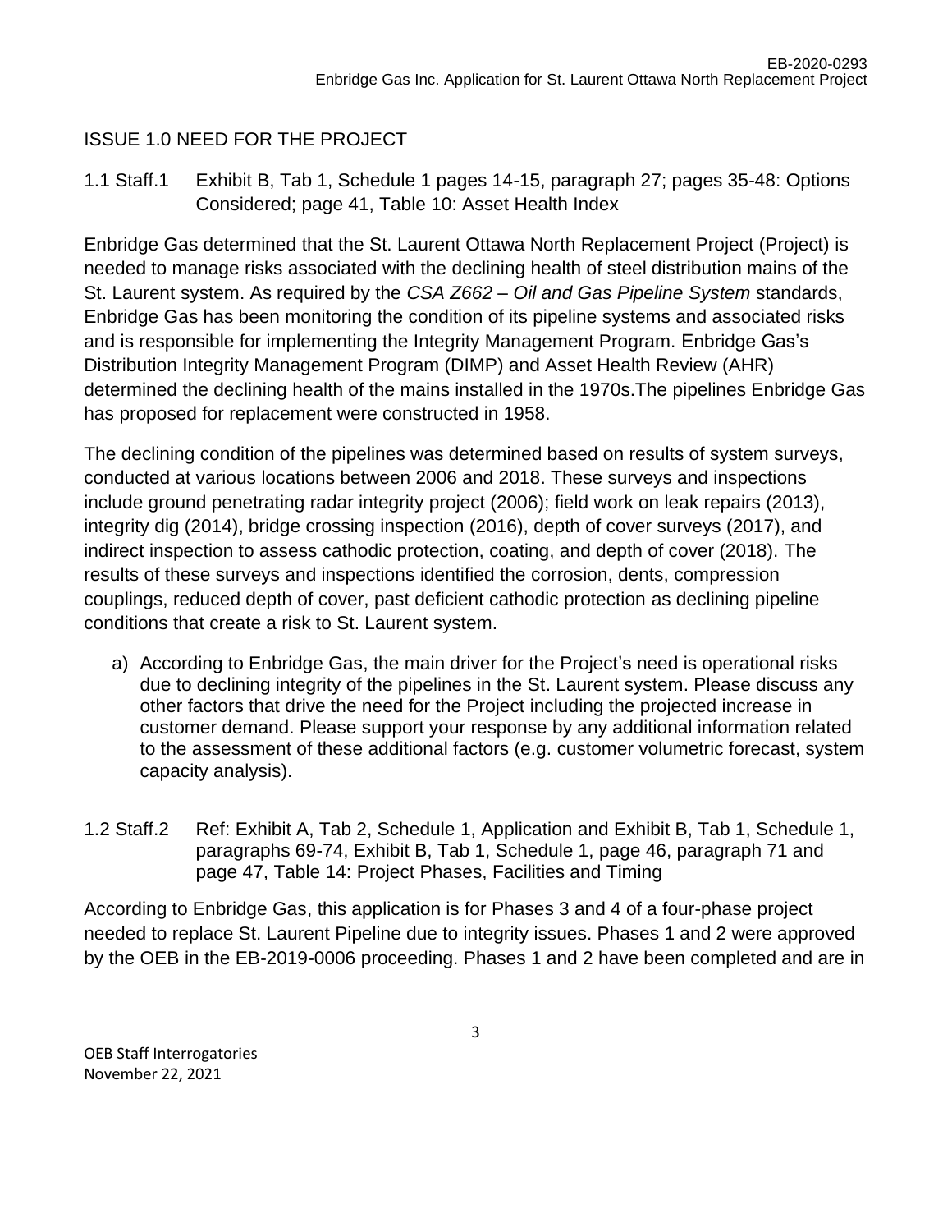## ISSUE 1.0 NEED FOR THE PROJECT

1.1 Staff.1 Exhibit B, Tab 1, Schedule 1 pages 14-15, paragraph 27; pages 35-48: Options Considered; page 41, Table 10: Asset Health Index

Enbridge Gas determined that the St. Laurent Ottawa North Replacement Project (Project) is needed to manage risks associated with the declining health of steel distribution mains of the St. Laurent system. As required by the *CSA Z662 – Oil and Gas Pipeline System* standards, Enbridge Gas has been monitoring the condition of its pipeline systems and associated risks and is responsible for implementing the Integrity Management Program. Enbridge Gas's Distribution Integrity Management Program (DIMP) and Asset Health Review (AHR) determined the declining health of the mains installed in the 1970s.The pipelines Enbridge Gas has proposed for replacement were constructed in 1958.

The declining condition of the pipelines was determined based on results of system surveys, conducted at various locations between 2006 and 2018. These surveys and inspections include ground penetrating radar integrity project (2006); field work on leak repairs (2013), integrity dig (2014), bridge crossing inspection (2016), depth of cover surveys (2017), and indirect inspection to assess cathodic protection, coating, and depth of cover (2018). The results of these surveys and inspections identified the corrosion, dents, compression couplings, reduced depth of cover, past deficient cathodic protection as declining pipeline conditions that create a risk to St. Laurent system.

a) According to Enbridge Gas, the main driver for the Project's need is operational risks due to declining integrity of the pipelines in the St. Laurent system. Please discuss any other factors that drive the need for the Project including the projected increase in customer demand. Please support your response by any additional information related to the assessment of these additional factors (e.g. customer volumetric forecast, system capacity analysis).

1.2 Staff.2 Ref: Exhibit A, Tab 2, Schedule 1, Application and Exhibit B, Tab 1, Schedule 1, paragraphs 69-74, Exhibit B, Tab 1, Schedule 1, page 46, paragraph 71 and page 47, Table 14: Project Phases, Facilities and Timing

According to Enbridge Gas, this application is for Phases 3 and 4 of a four-phase project needed to replace St. Laurent Pipeline due to integrity issues. Phases 1 and 2 were approved by the OEB in the EB-2019-0006 proceeding. Phases 1 and 2 have been completed and are in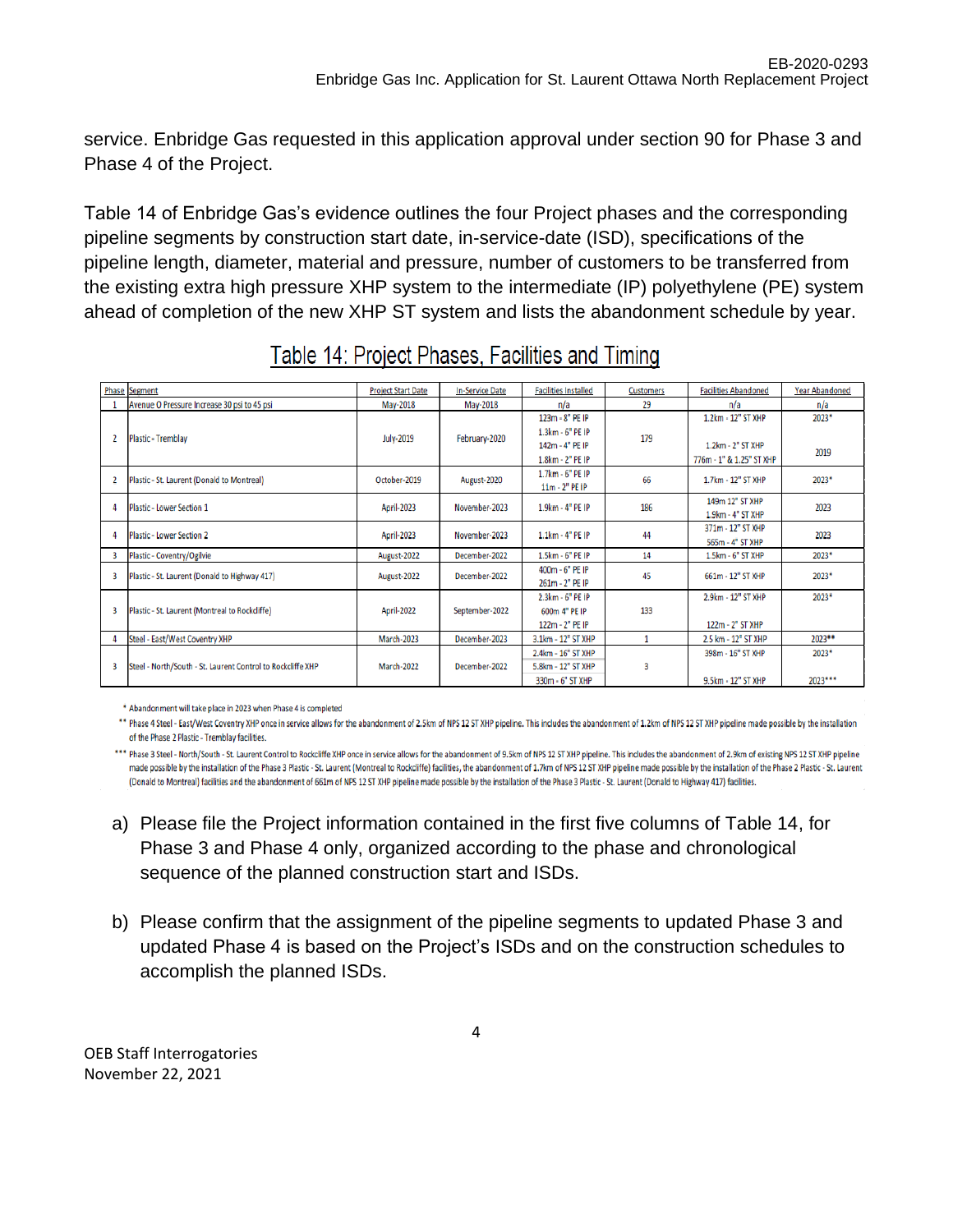service. Enbridge Gas requested in this application approval under section 90 for Phase 3 and Phase 4 of the Project.

Table 14 of Enbridge Gas's evidence outlines the four Project phases and the corresponding pipeline segments by construction start date, in-service-date (ISD), specifications of the pipeline length, diameter, material and pressure, number of customers to be transferred from the existing extra high pressure XHP system to the intermediate (IP) polyethylene (PE) system ahead of completion of the new XHP ST system and lists the abandonment schedule by year.

**Table 14: Project Phases, Facilities and Timing**

| Phase | Segment | Project Start Date | In-Service Date | Facilities Installed | Customers | Facilities Abandoned | Year Abandoned |
|---|---|---|---|---|---|---|---|
| 1 | Avenue O Pressure Increase 30 psi to 45 psi | May-2018 | May-2018 | n/a | 29 | n/a | n/a |
| 2 | Plastic - Tremblay | July-2019 | February-2020 | 123m - 8" PE IP<br>1.3km - 6" PE IP<br>142m - 4" PE IP<br>1.8km - 2" PE IP | 179 | 1.2km - 12" ST XHP<br>1.2km - 2" ST XHP<br>776m - 1" & 1.25" ST XHP | 2023*<br>2019 |
| 2 | Plastic - St. Laurent (Donald to Montreal) | October-2019 | August-2020 | 1.7km - 6" PE IP<br>11m - 2" PE IP | 66 | 1.7km - 12" ST XHP | 2023* |
| 4 | Plastic - Lower Section 1 | April-2023 | November-2023 | 1.9km - 4" PE IP | 186 | 149m 12" ST XHP<br>1.9km - 4" ST XHP | 2023 |
| 4 | Plastic - Lower Section 2 | April-2023 | November-2023 | 1.1km - 4" PE IP | 44 | 371m - 12" ST XHP<br>565m - 4" ST XHP | 2023 |
| 3 | Plastic - Coventry/Ogilvie | August-2022 | December-2022 | 1.5km - 6" PE IP | 14 | 1.5km - 6" ST XHP | 2023* |
| 3 | Plastic - St. Laurent (Donald to Highway 417) | August-2022 | December-2022 | 400m - 6" PE IP<br>261m - 2" PE IP | 45 | 661m - 12" ST XHP | 2023* |
| 3 | Plastic - St. Laurent (Montreal to Rockcliffe) | April-2022 | September-2022 | 2.3km - 6" PE IP<br>600m 4" PE IP<br>122m - 2" PE IP | 133 | 2.9km - 12" ST XHP<br>122m - 2" ST XHP | 2023* |
| 4 | Steel - East/West Coventry XHP | March-2023 | December-2023 | 3.1km - 12" ST XHP | 1 | 2.5 km - 12" ST XHP | 2023** |
| 3 | Steel - North/South - St. Laurent Control to Rockcliffe XHP | March-2022 | December-2022 | 2.4km - 16" ST XHP<br>5.8km - 12" ST XHP<br>330m - 6" ST XHP | 3 | 398m - 16" ST XHP<br>9.5km - 12" ST XHP | 2023*<br>2023*** |

\* Abandonment will take place in 2023 when Phase 4 is completed

\*\* Phase 4 Steel - East/West Coventry XHP once in service allows for the abandonment of 2.5km of NPS 12 ST XHP pipeline. This includes the abandonment of 1.2km of NPS 12 ST XHP pipeline made possible by the installation of the Phase 2 Plastic - Tremblay facilities.

\*\*\* Phase 3 Steel - North/South - St. Laurent Control to Rockcliffe XHP once in service allows for the abandonment of 9.5km of NPS 12 ST XHP pipeline. This includes the abandonment of 2.9km of existing NPS 12 ST XHP pipeline made possible by the installation of the Phase 3 Plastic - St. Laurent (Montreal to Rockcliffe) facilities, the abandonment of 1.7km of NPS 12 ST XHP pipeline made possible by the installation of the Phase 2 Plastic - St. Laurent (Donald to Montreal) facilities and the abandonment of 661m of NPS 12 ST XHP pipeline made possible by the installation of the Phase 3 Plastic - St. Laurent (Donald to Highway 417) facilities.

a) Please file the Project information contained in the first five columns of Table 14, for Phase 3 and Phase 4 only, organized according to the phase and chronological sequence of the planned construction start and ISDs.

b) Please confirm that the assignment of the pipeline segments to updated Phase 3 and updated Phase 4 is based on the Project's ISDs and on the construction schedules to accomplish the planned ISDs.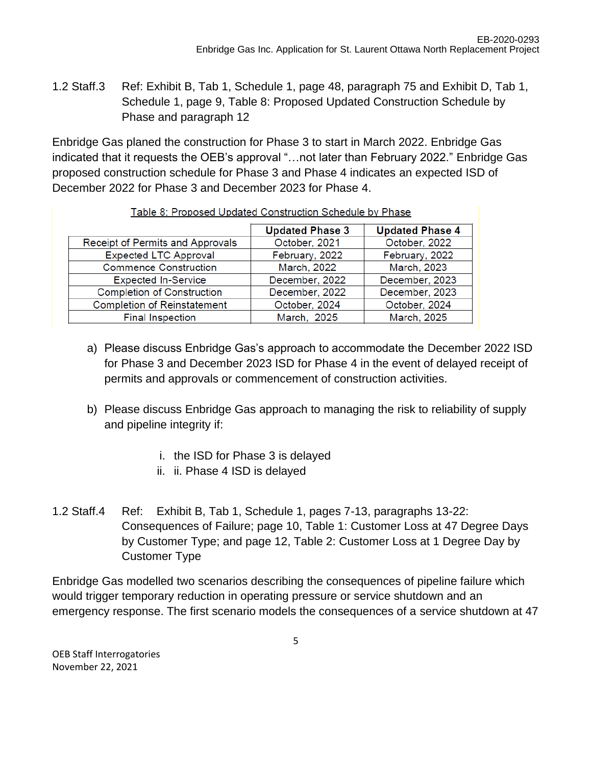1.2 Staff.3 Ref: Exhibit B, Tab 1, Schedule 1, page 48, paragraph 75 and Exhibit D, Tab 1, Schedule 1, page 9, Table 8: Proposed Updated Construction Schedule by Phase and paragraph 12

Enbridge Gas planed the construction for Phase 3 to start in March 2022. Enbridge Gas indicated that it requests the OEB's approval "…not later than February 2022." Enbridge Gas proposed construction schedule for Phase 3 and Phase 4 indicates an expected ISD of December 2022 for Phase 3 and December 2023 for Phase 4.

Table 8: Proposed Updated Construction Schedule by Phase

| | Updated Phase 3 | Updated Phase 4 |
|---|---|---|
| Receipt of Permits and Approvals | October, 2021 | October, 2022 |
| Expected LTC Approval | February, 2022 | February, 2022 |
| Commence Construction | March, 2022 | March, 2023 |
| Expected In-Service | December, 2022 | December, 2023 |
| Completion of Construction | December, 2022 | December, 2023 |
| Completion of Reinstatement | October, 2024 | October, 2024 |
| Final Inspection | March, 2025 | March, 2025 |

a) Please discuss Enbridge Gas's approach to accommodate the December 2022 ISD for Phase 3 and December 2023 ISD for Phase 4 in the event of delayed receipt of permits and approvals or commencement of construction activities.

b) Please discuss Enbridge Gas approach to managing the risk to reliability of supply and pipeline integrity if:

   i. the ISD for Phase 3 is delayed
   ii. ii. Phase 4 ISD is delayed

1.2 Staff.4 Ref: Exhibit B, Tab 1, Schedule 1, pages 7-13, paragraphs 13-22: Consequences of Failure; page 10, Table 1: Customer Loss at 47 Degree Days by Customer Type; and page 12, Table 2: Customer Loss at 1 Degree Day by Customer Type

Enbridge Gas modelled two scenarios describing the consequences of pipeline failure which would trigger temporary reduction in operating pressure or service shutdown and an emergency response. The first scenario models the consequences of a service shutdown at 47

OEB Staff Interrogatories
November 22, 2021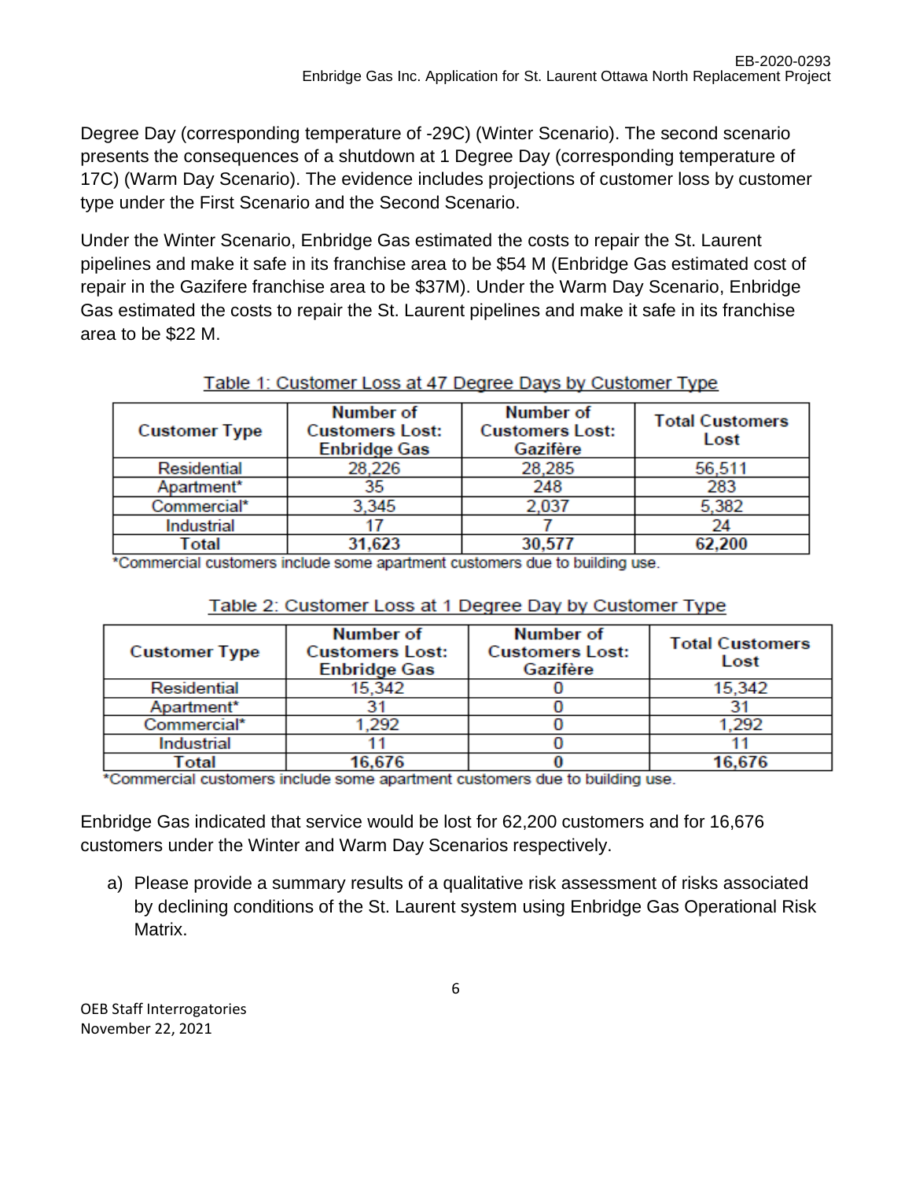Degree Day (corresponding temperature of -29C) (Winter Scenario). The second scenario presents the consequences of a shutdown at 1 Degree Day (corresponding temperature of 17C) (Warm Day Scenario). The evidence includes projections of customer loss by customer type under the First Scenario and the Second Scenario.

Under the Winter Scenario, Enbridge Gas estimated the costs to repair the St. Laurent pipelines and make it safe in its franchise area to be $54 M (Enbridge Gas estimated cost of repair in the Gazifere franchise area to be $37M). Under the Warm Day Scenario, Enbridge Gas estimated the costs to repair the St. Laurent pipelines and make it safe in its franchise area to be $22 M.

Table 1: Customer Loss at 47 Degree Days by Customer Type

| Customer Type | Number of Customers Lost: Enbridge Gas | Number of Customers Lost: Gazifère | Total Customers Lost |
|---|---|---|---|
| Residential | 28,226 | 28,285 | 56,511 |
| Apartment* | 35 | 248 | 283 |
| Commercial* | 3,345 | 2,037 | 5,382 |
| Industrial | 17 | 7 | 24 |
| **Total** | **31,623** | **30,577** | **62,200** |

*Commercial customers include some apartment customers due to building use.

Table 2: Customer Loss at 1 Degree Day by Customer Type

| Customer Type | Number of Customers Lost: Enbridge Gas | Number of Customers Lost: Gazifère | Total Customers Lost |
|---|---|---|---|
| Residential | 15,342 | 0 | 15,342 |
| Apartment* | 31 | 0 | 31 |
| Commercial* | 1,292 | 0 | 1,292 |
| Industrial | 11 | 0 | 11 |
| **Total** | **16,676** | **0** | **16,676** |

*Commercial customers include some apartment customers due to building use.

Enbridge Gas indicated that service would be lost for 62,200 customers and for 16,676 customers under the Winter and Warm Day Scenarios respectively.

a) Please provide a summary results of a qualitative risk assessment of risks associated by declining conditions of the St. Laurent system using Enbridge Gas Operational Risk Matrix.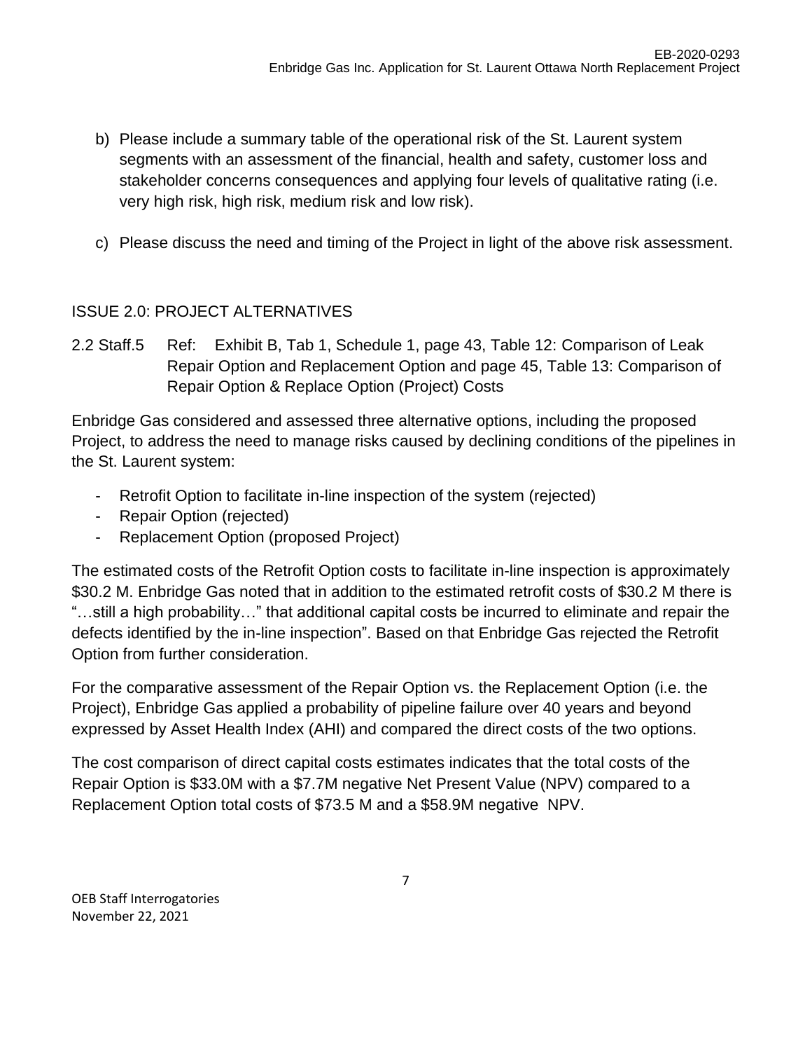b) Please include a summary table of the operational risk of the St. Laurent system segments with an assessment of the financial, health and safety, customer loss and stakeholder concerns consequences and applying four levels of qualitative rating (i.e. very high risk, high risk, medium risk and low risk).

c) Please discuss the need and timing of the Project in light of the above risk assessment.

## ISSUE 2.0: PROJECT ALTERNATIVES

2.2 Staff.5 Ref: Exhibit B, Tab 1, Schedule 1, page 43, Table 12: Comparison of Leak Repair Option and Replacement Option and page 45, Table 13: Comparison of Repair Option & Replace Option (Project) Costs

Enbridge Gas considered and assessed three alternative options, including the proposed Project, to address the need to manage risks caused by declining conditions of the pipelines in the St. Laurent system:

- Retrofit Option to facilitate in-line inspection of the system (rejected)
- Repair Option (rejected)
- Replacement Option (proposed Project)

The estimated costs of the Retrofit Option costs to facilitate in-line inspection is approximately $30.2 M. Enbridge Gas noted that in addition to the estimated retrofit costs of $30.2 M there is "…still a high probability…" that additional capital costs be incurred to eliminate and repair the defects identified by the in-line inspection". Based on that Enbridge Gas rejected the Retrofit Option from further consideration.

For the comparative assessment of the Repair Option vs. the Replacement Option (i.e. the Project), Enbridge Gas applied a probability of pipeline failure over 40 years and beyond expressed by Asset Health Index (AHI) and compared the direct costs of the two options.

The cost comparison of direct capital costs estimates indicates that the total costs of the Repair Option is $33.0M with a $7.7M negative Net Present Value (NPV) compared to a Replacement Option total costs of $73.5 M and a $58.9M negative NPV.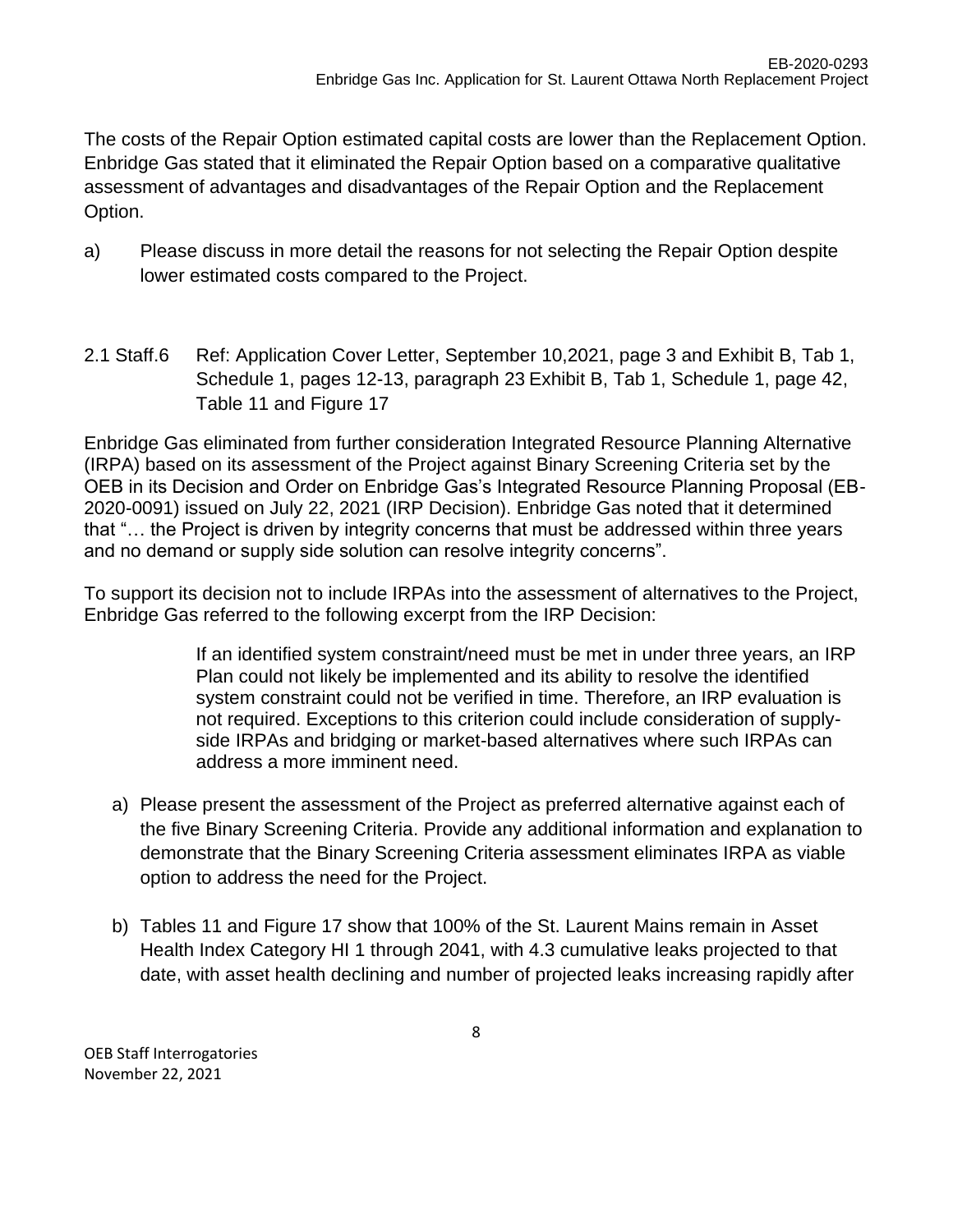The costs of the Repair Option estimated capital costs are lower than the Replacement Option. Enbridge Gas stated that it eliminated the Repair Option based on a comparative qualitative assessment of advantages and disadvantages of the Repair Option and the Replacement Option.

a) Please discuss in more detail the reasons for not selecting the Repair Option despite lower estimated costs compared to the Project.

2.1 Staff.6 Ref: Application Cover Letter, September 10,2021, page 3 and Exhibit B, Tab 1, Schedule 1, pages 12-13, paragraph 23 Exhibit B, Tab 1, Schedule 1, page 42, Table 11 and Figure 17

Enbridge Gas eliminated from further consideration Integrated Resource Planning Alternative (IRPA) based on its assessment of the Project against Binary Screening Criteria set by the OEB in its Decision and Order on Enbridge Gas's Integrated Resource Planning Proposal (EB-2020-0091) issued on July 22, 2021 (IRP Decision). Enbridge Gas noted that it determined that "… the Project is driven by integrity concerns that must be addressed within three years and no demand or supply side solution can resolve integrity concerns".

To support its decision not to include IRPAs into the assessment of alternatives to the Project, Enbridge Gas referred to the following excerpt from the IRP Decision:

> If an identified system constraint/need must be met in under three years, an IRP Plan could not likely be implemented and its ability to resolve the identified system constraint could not be verified in time. Therefore, an IRP evaluation is not required. Exceptions to this criterion could include consideration of supply-side IRPAs and bridging or market-based alternatives where such IRPAs can address a more imminent need.

a) Please present the assessment of the Project as preferred alternative against each of the five Binary Screening Criteria. Provide any additional information and explanation to demonstrate that the Binary Screening Criteria assessment eliminates IRPA as viable option to address the need for the Project.

b) Tables 11 and Figure 17 show that 100% of the St. Laurent Mains remain in Asset Health Index Category HI 1 through 2041, with 4.3 cumulative leaks projected to that date, with asset health declining and number of projected leaks increasing rapidly after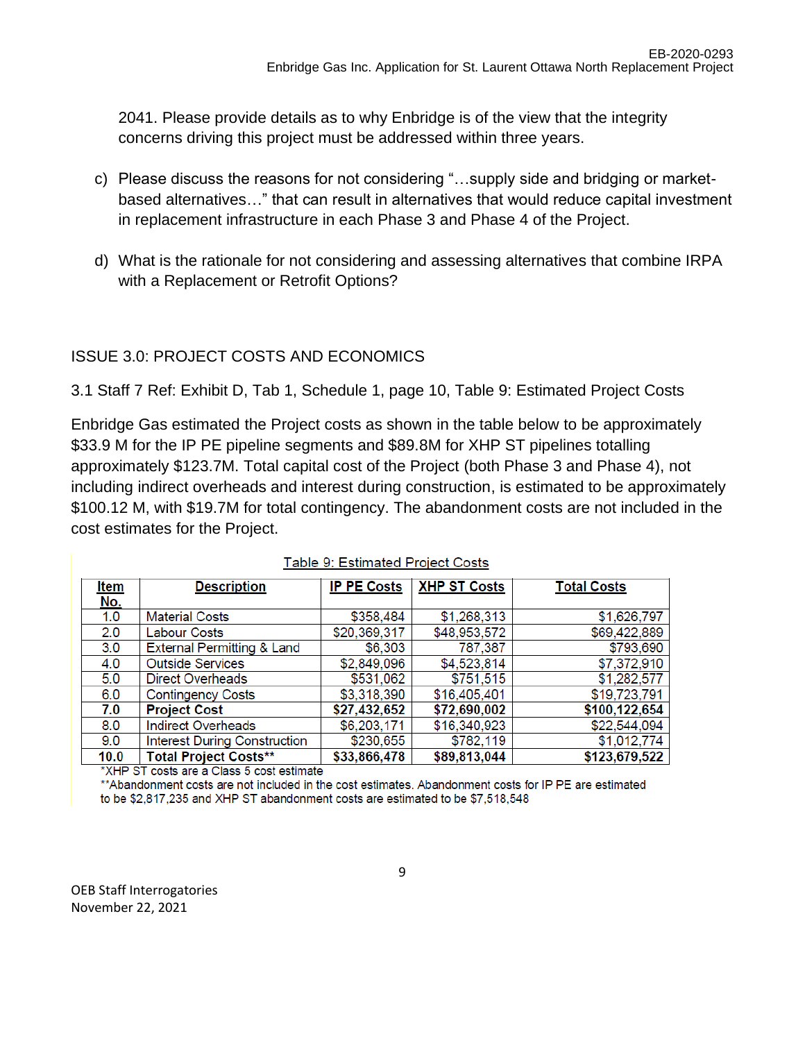2041. Please provide details as to why Enbridge is of the view that the integrity concerns driving this project must be addressed within three years.

c) Please discuss the reasons for not considering "…supply side and bridging or market-based alternatives…" that can result in alternatives that would reduce capital investment in replacement infrastructure in each Phase 3 and Phase 4 of the Project.

d) What is the rationale for not considering and assessing alternatives that combine IRPA with a Replacement or Retrofit Options?

## ISSUE 3.0: PROJECT COSTS AND ECONOMICS

3.1 Staff 7 Ref: Exhibit D, Tab 1, Schedule 1, page 10, Table 9: Estimated Project Costs

Enbridge Gas estimated the Project costs as shown in the table below to be approximately \$33.9 M for the IP PE pipeline segments and \$89.8M for XHP ST pipelines totalling approximately \$123.7M. Total capital cost of the Project (both Phase 3 and Phase 4), not including indirect overheads and interest during construction, is estimated to be approximately \$100.12 M, with \$19.7M for total contingency. The abandonment costs are not included in the cost estimates for the Project.

Table 9: Estimated Project Costs

| Item No. | Description | IP PE Costs | XHP ST Costs | Total Costs |
|---|---|---|---|---|
| 1.0 | Material Costs | $358,484 | $1,268,313 | $1,626,797 |
| 2.0 | Labour Costs | $20,369,317 | $48,953,572 | $69,422,889 |
| 3.0 | External Permitting & Land | $6,303 | 787,387 | $793,690 |
| 4.0 | Outside Services | $2,849,096 | $4,523,814 | $7,372,910 |
| 5.0 | Direct Overheads | $531,062 | $751,515 | $1,282,577 |
| 6.0 | Contingency Costs | $3,318,390 | $16,405,401 | $19,723,791 |
| **7.0** | **Project Cost** | **$27,432,652** | **$72,690,002** | **$100,122,654** |
| 8.0 | Indirect Overheads | $6,203,171 | $16,340,923 | $22,544,094 |
| 9.0 | Interest During Construction | $230,655 | $782,119 | $1,012,774 |
| **10.0** | **Total Project Costs**** | **$33,866,478** | **$89,813,044** | **$123,679,522** |

*XHP ST costs are a Class 5 cost estimate

**Abandonment costs are not included in the cost estimates. Abandonment costs for IP PE are estimated to be $2,817,235 and XHP ST abandonment costs are estimated to be $7,518,548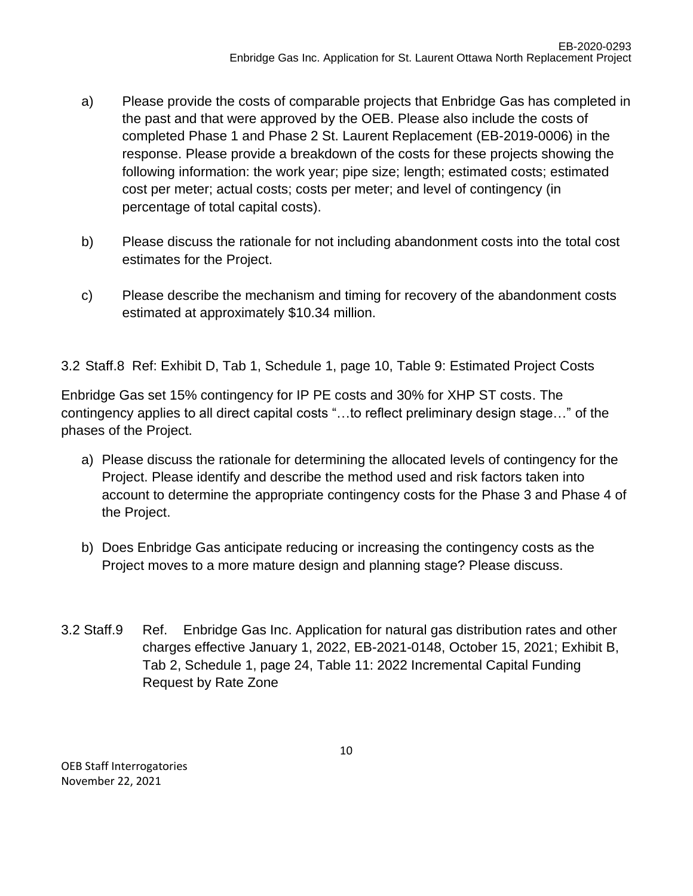a) Please provide the costs of comparable projects that Enbridge Gas has completed in the past and that were approved by the OEB. Please also include the costs of completed Phase 1 and Phase 2 St. Laurent Replacement (EB-2019-0006) in the response. Please provide a breakdown of the costs for these projects showing the following information: the work year; pipe size; length; estimated costs; estimated cost per meter; actual costs; costs per meter; and level of contingency (in percentage of total capital costs).

b) Please discuss the rationale for not including abandonment costs into the total cost estimates for the Project.

c) Please describe the mechanism and timing for recovery of the abandonment costs estimated at approximately $10.34 million.

3.2 Staff.8 Ref: Exhibit D, Tab 1, Schedule 1, page 10, Table 9: Estimated Project Costs

Enbridge Gas set 15% contingency for IP PE costs and 30% for XHP ST costs. The contingency applies to all direct capital costs "…to reflect preliminary design stage…" of the phases of the Project.

a) Please discuss the rationale for determining the allocated levels of contingency for the Project. Please identify and describe the method used and risk factors taken into account to determine the appropriate contingency costs for the Phase 3 and Phase 4 of the Project.

b) Does Enbridge Gas anticipate reducing or increasing the contingency costs as the Project moves to a more mature design and planning stage? Please discuss.

3.2 Staff.9 Ref. Enbridge Gas Inc. Application for natural gas distribution rates and other charges effective January 1, 2022, EB-2021-0148, October 15, 2021; Exhibit B, Tab 2, Schedule 1, page 24, Table 11: 2022 Incremental Capital Funding Request by Rate Zone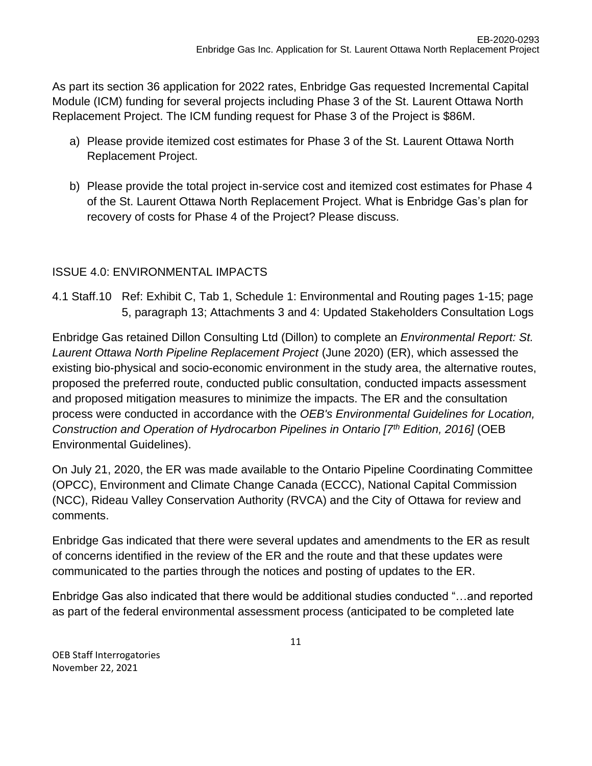As part its section 36 application for 2022 rates, Enbridge Gas requested Incremental Capital Module (ICM) funding for several projects including Phase 3 of the St. Laurent Ottawa North Replacement Project. The ICM funding request for Phase 3 of the Project is $86M.

a) Please provide itemized cost estimates for Phase 3 of the St. Laurent Ottawa North Replacement Project.

b) Please provide the total project in-service cost and itemized cost estimates for Phase 4 of the St. Laurent Ottawa North Replacement Project. What is Enbridge Gas's plan for recovery of costs for Phase 4 of the Project? Please discuss.

## ISSUE 4.0: ENVIRONMENTAL IMPACTS

4.1 Staff.10 Ref: Exhibit C, Tab 1, Schedule 1: Environmental and Routing pages 1-15; page 5, paragraph 13; Attachments 3 and 4: Updated Stakeholders Consultation Logs

Enbridge Gas retained Dillon Consulting Ltd (Dillon) to complete an *Environmental Report: St. Laurent Ottawa North Pipeline Replacement Project* (June 2020) (ER), which assessed the existing bio-physical and socio-economic environment in the study area, the alternative routes, proposed the preferred route, conducted public consultation, conducted impacts assessment and proposed mitigation measures to minimize the impacts. The ER and the consultation process were conducted in accordance with the *OEB's Environmental Guidelines for Location, Construction and Operation of Hydrocarbon Pipelines in Ontario [7th Edition, 2016]* (OEB Environmental Guidelines).

On July 21, 2020, the ER was made available to the Ontario Pipeline Coordinating Committee (OPCC), Environment and Climate Change Canada (ECCC), National Capital Commission (NCC), Rideau Valley Conservation Authority (RVCA) and the City of Ottawa for review and comments.

Enbridge Gas indicated that there were several updates and amendments to the ER as result of concerns identified in the review of the ER and the route and that these updates were communicated to the parties through the notices and posting of updates to the ER.

Enbridge Gas also indicated that there would be additional studies conducted "…and reported as part of the federal environmental assessment process (anticipated to be completed late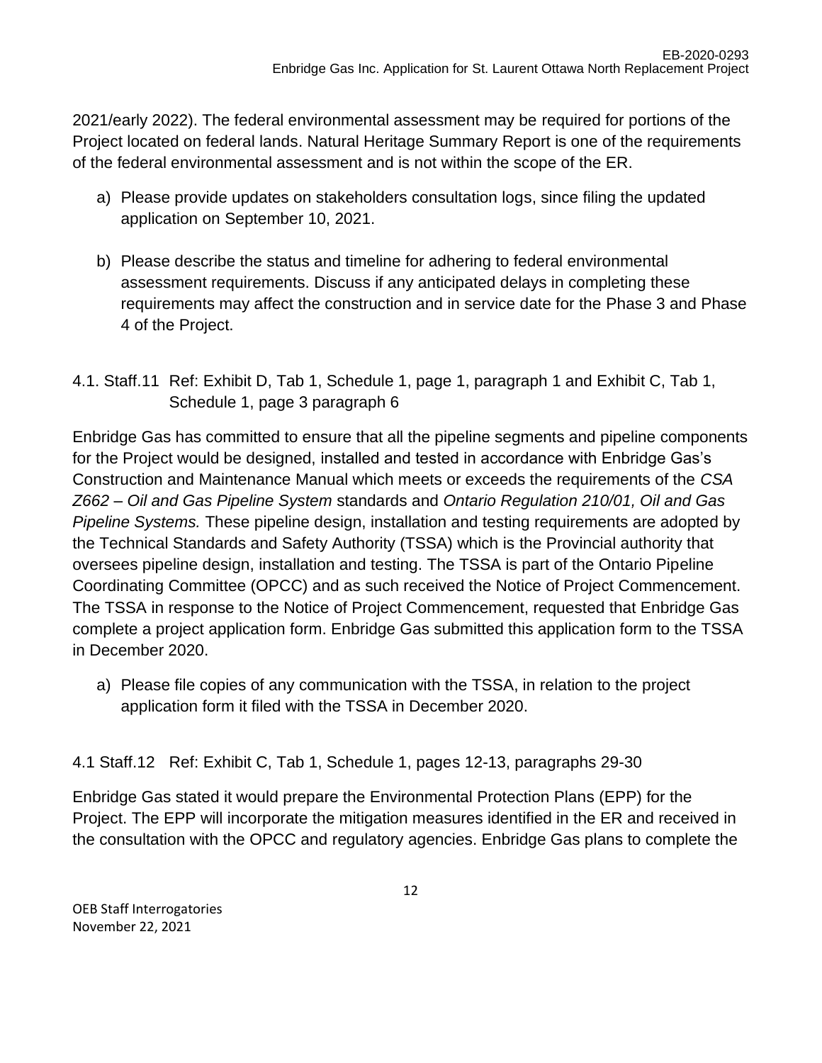2021/early 2022). The federal environmental assessment may be required for portions of the Project located on federal lands. Natural Heritage Summary Report is one of the requirements of the federal environmental assessment and is not within the scope of the ER.

a) Please provide updates on stakeholders consultation logs, since filing the updated application on September 10, 2021.

b) Please describe the status and timeline for adhering to federal environmental assessment requirements. Discuss if any anticipated delays in completing these requirements may affect the construction and in service date for the Phase 3 and Phase 4 of the Project.

4.1. Staff.11 Ref: Exhibit D, Tab 1, Schedule 1, page 1, paragraph 1 and Exhibit C, Tab 1, Schedule 1, page 3 paragraph 6

Enbridge Gas has committed to ensure that all the pipeline segments and pipeline components for the Project would be designed, installed and tested in accordance with Enbridge Gas's Construction and Maintenance Manual which meets or exceeds the requirements of the *CSA Z662 – Oil and Gas Pipeline System* standards and *Ontario Regulation 210/01, Oil and Gas Pipeline Systems.* These pipeline design, installation and testing requirements are adopted by the Technical Standards and Safety Authority (TSSA) which is the Provincial authority that oversees pipeline design, installation and testing. The TSSA is part of the Ontario Pipeline Coordinating Committee (OPCC) and as such received the Notice of Project Commencement. The TSSA in response to the Notice of Project Commencement, requested that Enbridge Gas complete a project application form. Enbridge Gas submitted this application form to the TSSA in December 2020.

a) Please file copies of any communication with the TSSA, in relation to the project application form it filed with the TSSA in December 2020.

4.1 Staff.12 Ref: Exhibit C, Tab 1, Schedule 1, pages 12-13, paragraphs 29-30

Enbridge Gas stated it would prepare the Environmental Protection Plans (EPP) for the Project. The EPP will incorporate the mitigation measures identified in the ER and received in the consultation with the OPCC and regulatory agencies. Enbridge Gas plans to complete the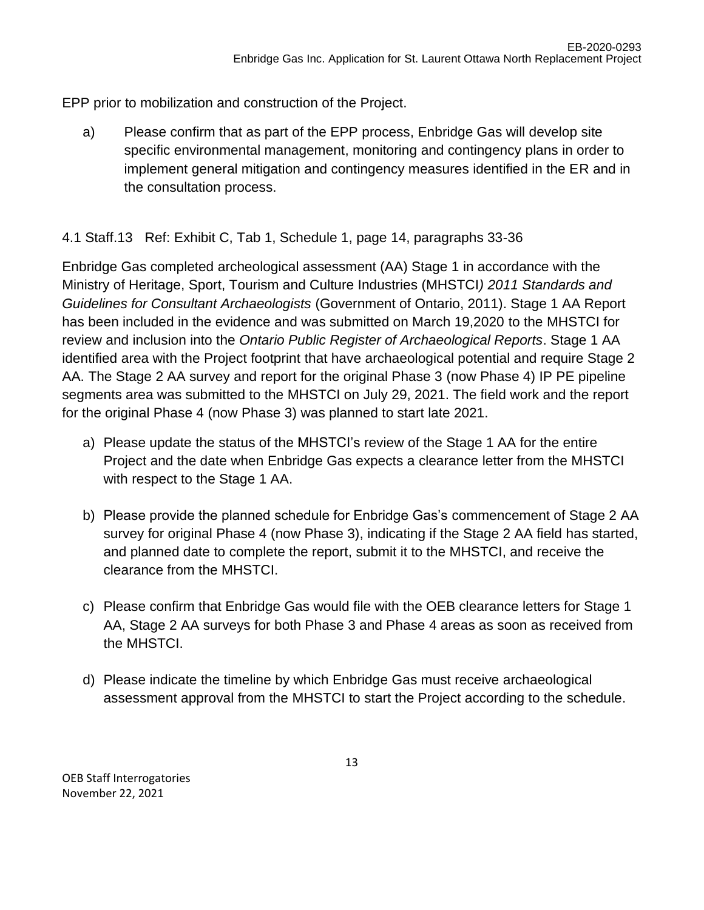EPP prior to mobilization and construction of the Project.

a) Please confirm that as part of the EPP process, Enbridge Gas will develop site specific environmental management, monitoring and contingency plans in order to implement general mitigation and contingency measures identified in the ER and in the consultation process.

4.1 Staff.13 Ref: Exhibit C, Tab 1, Schedule 1, page 14, paragraphs 33-36

Enbridge Gas completed archeological assessment (AA) Stage 1 in accordance with the Ministry of Heritage, Sport, Tourism and Culture Industries (MHSTCI*) 2011 Standards and Guidelines for Consultant Archaeologists* (Government of Ontario, 2011). Stage 1 AA Report has been included in the evidence and was submitted on March 19,2020 to the MHSTCI for review and inclusion into the *Ontario Public Register of Archaeological Reports*. Stage 1 AA identified area with the Project footprint that have archaeological potential and require Stage 2 AA. The Stage 2 AA survey and report for the original Phase 3 (now Phase 4) IP PE pipeline segments area was submitted to the MHSTCI on July 29, 2021. The field work and the report for the original Phase 4 (now Phase 3) was planned to start late 2021.

a) Please update the status of the MHSTCI's review of the Stage 1 AA for the entire Project and the date when Enbridge Gas expects a clearance letter from the MHSTCI with respect to the Stage 1 AA.

b) Please provide the planned schedule for Enbridge Gas's commencement of Stage 2 AA survey for original Phase 4 (now Phase 3), indicating if the Stage 2 AA field has started, and planned date to complete the report, submit it to the MHSTCI, and receive the clearance from the MHSTCI.

c) Please confirm that Enbridge Gas would file with the OEB clearance letters for Stage 1 AA, Stage 2 AA surveys for both Phase 3 and Phase 4 areas as soon as received from the MHSTCI.

d) Please indicate the timeline by which Enbridge Gas must receive archaeological assessment approval from the MHSTCI to start the Project according to the schedule.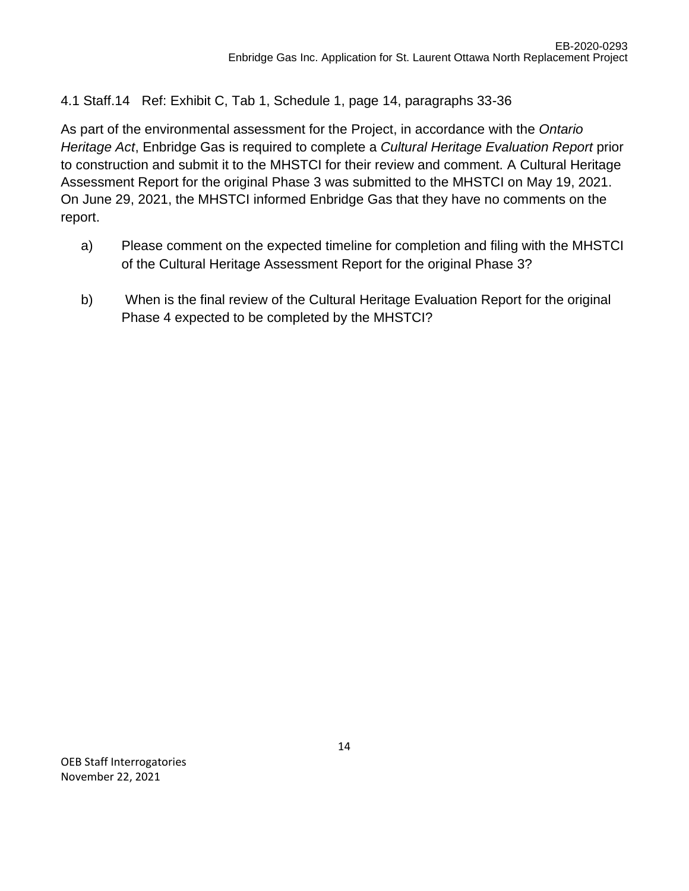4.1 Staff.14 Ref: Exhibit C, Tab 1, Schedule 1, page 14, paragraphs 33-36

As part of the environmental assessment for the Project, in accordance with the *Ontario Heritage Act*, Enbridge Gas is required to complete a *Cultural Heritage Evaluation Report* prior to construction and submit it to the MHSTCI for their review and comment. A Cultural Heritage Assessment Report for the original Phase 3 was submitted to the MHSTCI on May 19, 2021. On June 29, 2021, the MHSTCI informed Enbridge Gas that they have no comments on the report.

a) Please comment on the expected timeline for completion and filing with the MHSTCI of the Cultural Heritage Assessment Report for the original Phase 3?

b) When is the final review of the Cultural Heritage Evaluation Report for the original Phase 4 expected to be completed by the MHSTCI?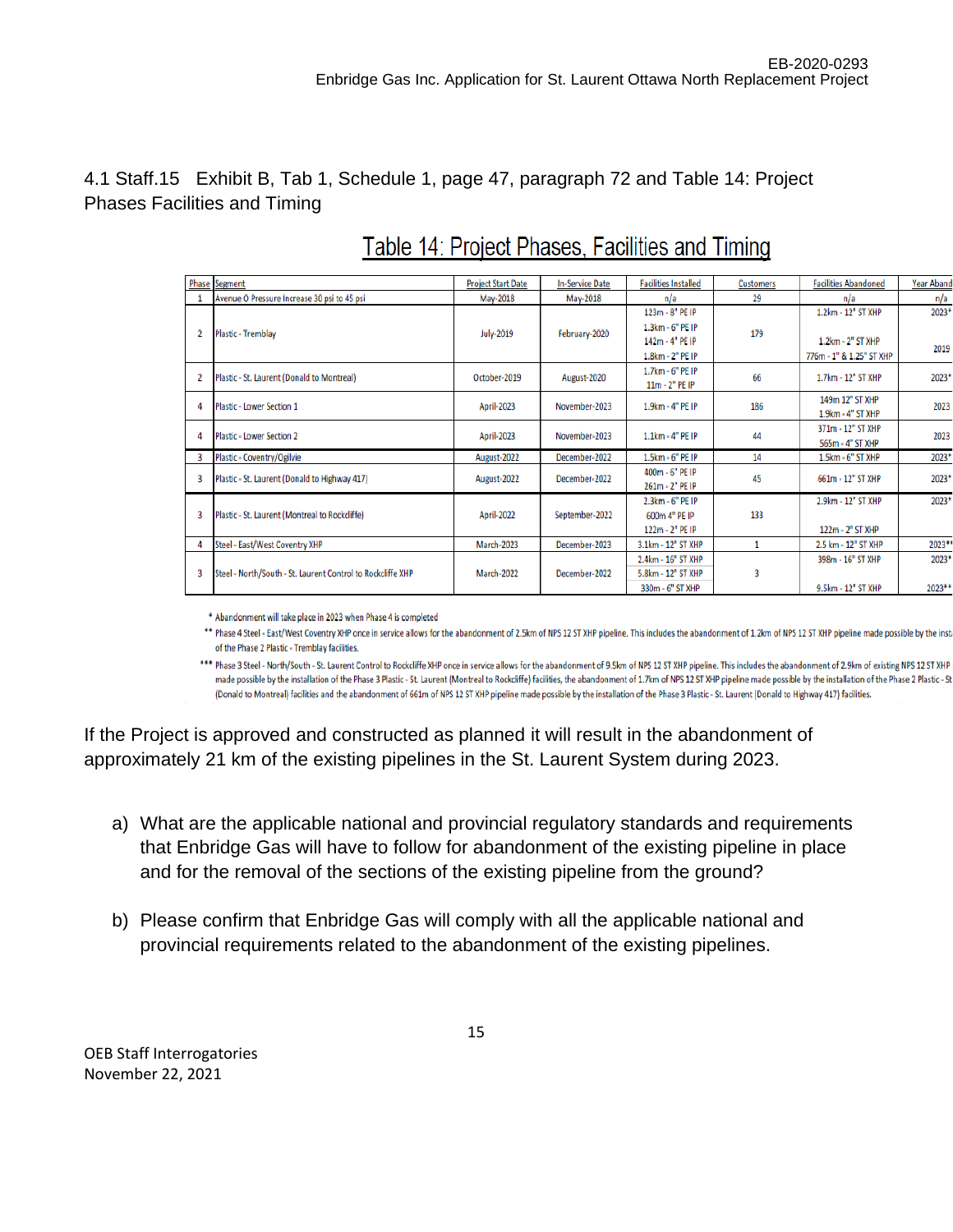4.1 Staff.15 Exhibit B, Tab 1, Schedule 1, page 47, paragraph 72 and Table 14: Project Phases Facilities and Timing

## Table 14: Project Phases, Facilities and Timing

| Phase | Segment | Project Start Date | In-Service Date | Facilities Installed | Customers | Facilities Abandoned | Year Aband |
|---|---|---|---|---|---|---|---|
| 1 | Avenue O Pressure Increase 30 psi to 45 psi | May-2018 | May-2018 | n/a | 29 | n/a | n/a |
| 2 | Plastic - Tremblay | July-2019 | February-2020 | 123m - 8" PE IP<br>1.3km - 6" PE IP<br>142m - 4" PE IP<br>1.8km - 2" PE IP | 179 | 1.2km - 12" ST XHP<br>1.2km - 2" ST XHP<br>776m - 1" & 1.25" ST XHP | 2023*<br>2019 |
| 2 | Plastic - St. Laurent (Donald to Montreal) | October-2019 | August-2020 | 1.7km - 6" PE IP<br>11m - 2" PE IP | 66 | 1.7km - 12" ST XHP | 2023* |
| 4 | Plastic - Lower Section 1 | April-2023 | November-2023 | 1.9km - 4" PE IP | 186 | 149m 12" ST XHP<br>1.9km - 4" ST XHP | 2023 |
| 4 | Plastic - Lower Section 2 | April-2023 | November-2023 | 1.1km - 4" PE IP | 44 | 371m - 12" ST XHP<br>565m - 4" ST XHP | 2023 |
| 3 | Plastic - Coventry/Ogilvie | August-2022 | December-2022 | 1.5km - 6" PE IP | 14 | 1.5km - 6" ST XHP | 2023* |
| 3 | Plastic - St. Laurent (Donald to Highway 417) | August-2022 | December-2022 | 400m - 6" PE IP<br>261m - 2" PE IP | 45 | 661m - 12" ST XHP | 2023* |
| 3 | Plastic - St. Laurent (Montreal to Rockcliffe) | April-2022 | September-2022 | 2.3km - 6" PE IP<br>600m 4" PE IP<br>122m - 2" PE IP | 133 | 2.9km - 12" ST XHP<br>122m - 2" ST XHP | 2023* |
| 4 | Steel - East/West Coventry XHP | March-2023 | December-2023 | 3.1km - 12" ST XHP | 1 | 2.5 km - 12" ST XHP | 2023** |
| 3 | Steel - North/South - St. Laurent Control to Rockcliffe XHP | March-2022 | December-2022 | 2.4km - 16" ST XHP<br>5.8km - 12" ST XHP<br>330m - 6" ST XHP | 3 | 398m - 16" ST XHP<br>9.5km - 12" ST XHP | 2023*<br>2023** |

\* Abandonment will take place in 2023 when Phase 4 is completed

\*\* Phase 4 Steel - East/West Coventry XHP once in service allows for the abandonment of 2.5km of NPS 12 ST XHP pipeline. This includes the abandonment of 1.2km of NPS 12 ST XHP pipeline made possible by the inst of the Phase 2 Plastic - Tremblay facilities.

\*\*\* Phase 3 Steel - North/South - St. Laurent Control to Rockcliffe XHP once in service allows for the abandonment of 9.5km of NPS 12 ST XHP pipeline. This includes the abandonment of 2.9km of existing NPS 12 ST XHP made possible by the installation of the Phase 3 Plastic - St. Laurent (Montreal to Rockcliffe) facilities, the abandonment of 1.7km of NPS 12 ST XHP pipeline made possible by the installation of the Phase 2 Plastic - St (Donald to Montreal) facilities and the abandonment of 661m of NPS 12 ST XHP pipeline made possible by the installation of the Phase 3 Plastic - St. Laurent (Donald to Highway 417) facilities.

If the Project is approved and constructed as planned it will result in the abandonment of approximately 21 km of the existing pipelines in the St. Laurent System during 2023.

a) What are the applicable national and provincial regulatory standards and requirements that Enbridge Gas will have to follow for abandonment of the existing pipeline in place and for the removal of the sections of the existing pipeline from the ground?

b) Please confirm that Enbridge Gas will comply with all the applicable national and provincial requirements related to the abandonment of the existing pipelines.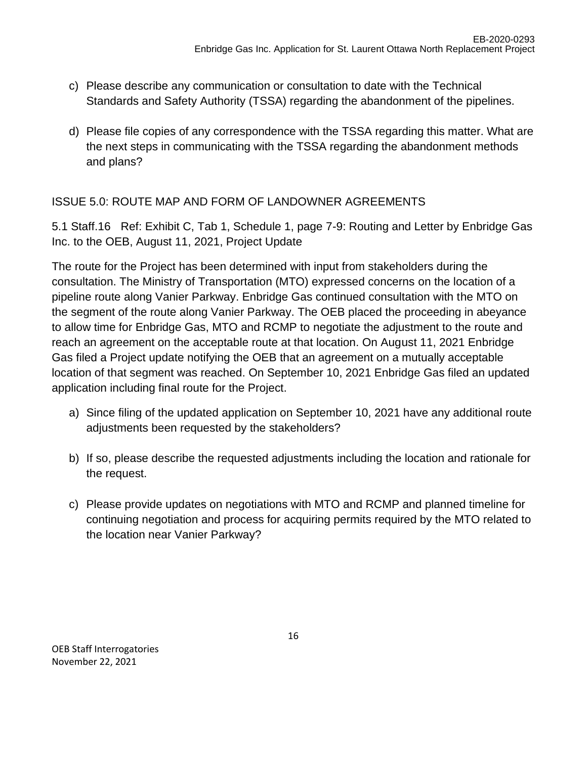c) Please describe any communication or consultation to date with the Technical Standards and Safety Authority (TSSA) regarding the abandonment of the pipelines.

d) Please file copies of any correspondence with the TSSA regarding this matter. What are the next steps in communicating with the TSSA regarding the abandonment methods and plans?

## ISSUE 5.0: ROUTE MAP AND FORM OF LANDOWNER AGREEMENTS

5.1 Staff.16 Ref: Exhibit C, Tab 1, Schedule 1, page 7-9: Routing and Letter by Enbridge Gas Inc. to the OEB, August 11, 2021, Project Update

The route for the Project has been determined with input from stakeholders during the consultation. The Ministry of Transportation (MTO) expressed concerns on the location of a pipeline route along Vanier Parkway. Enbridge Gas continued consultation with the MTO on the segment of the route along Vanier Parkway. The OEB placed the proceeding in abeyance to allow time for Enbridge Gas, MTO and RCMP to negotiate the adjustment to the route and reach an agreement on the acceptable route at that location. On August 11, 2021 Enbridge Gas filed a Project update notifying the OEB that an agreement on a mutually acceptable location of that segment was reached. On September 10, 2021 Enbridge Gas filed an updated application including final route for the Project.

a) Since filing of the updated application on September 10, 2021 have any additional route adjustments been requested by the stakeholders?

b) If so, please describe the requested adjustments including the location and rationale for the request.

c) Please provide updates on negotiations with MTO and RCMP and planned timeline for continuing negotiation and process for acquiring permits required by the MTO related to the location near Vanier Parkway?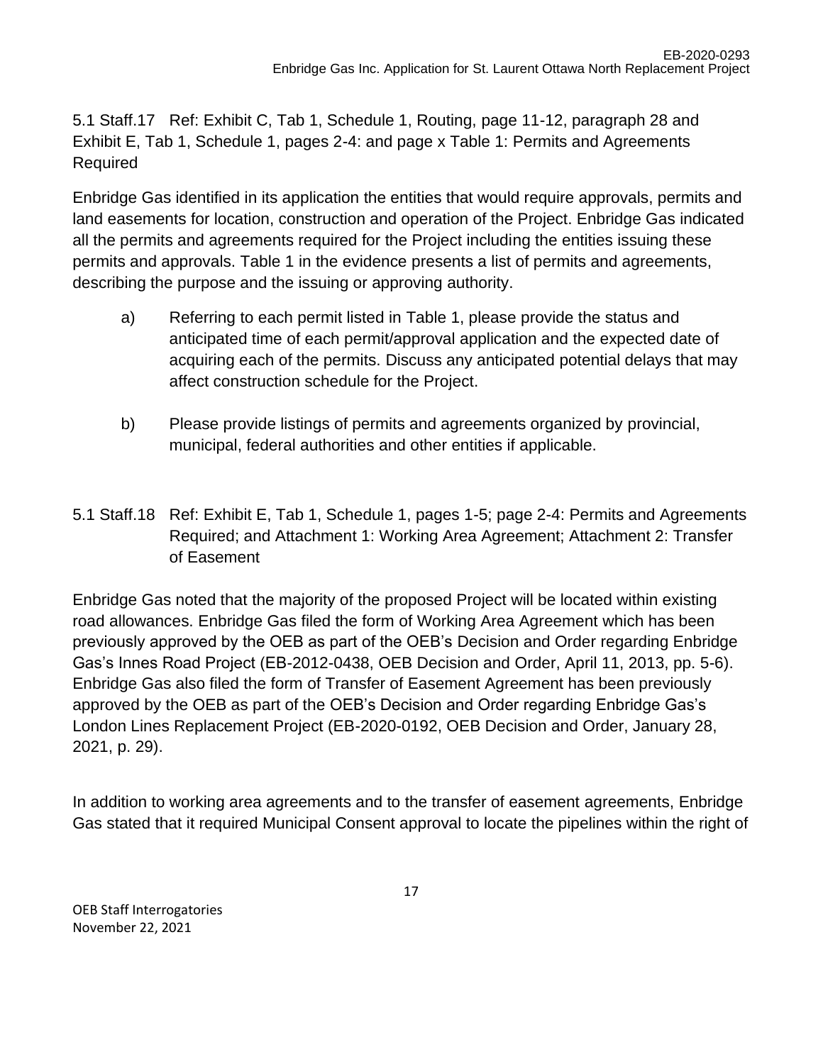5.1 Staff.17 Ref: Exhibit C, Tab 1, Schedule 1, Routing, page 11-12, paragraph 28 and Exhibit E, Tab 1, Schedule 1, pages 2-4: and page x Table 1: Permits and Agreements Required

Enbridge Gas identified in its application the entities that would require approvals, permits and land easements for location, construction and operation of the Project. Enbridge Gas indicated all the permits and agreements required for the Project including the entities issuing these permits and approvals. Table 1 in the evidence presents a list of permits and agreements, describing the purpose and the issuing or approving authority.

a) Referring to each permit listed in Table 1, please provide the status and anticipated time of each permit/approval application and the expected date of acquiring each of the permits. Discuss any anticipated potential delays that may affect construction schedule for the Project.

b) Please provide listings of permits and agreements organized by provincial, municipal, federal authorities and other entities if applicable.

5.1 Staff.18 Ref: Exhibit E, Tab 1, Schedule 1, pages 1-5; page 2-4: Permits and Agreements Required; and Attachment 1: Working Area Agreement; Attachment 2: Transfer of Easement

Enbridge Gas noted that the majority of the proposed Project will be located within existing road allowances. Enbridge Gas filed the form of Working Area Agreement which has been previously approved by the OEB as part of the OEB's Decision and Order regarding Enbridge Gas's Innes Road Project (EB-2012-0438, OEB Decision and Order, April 11, 2013, pp. 5-6). Enbridge Gas also filed the form of Transfer of Easement Agreement has been previously approved by the OEB as part of the OEB's Decision and Order regarding Enbridge Gas's London Lines Replacement Project (EB-2020-0192, OEB Decision and Order, January 28, 2021, p. 29).

In addition to working area agreements and to the transfer of easement agreements, Enbridge Gas stated that it required Municipal Consent approval to locate the pipelines within the right of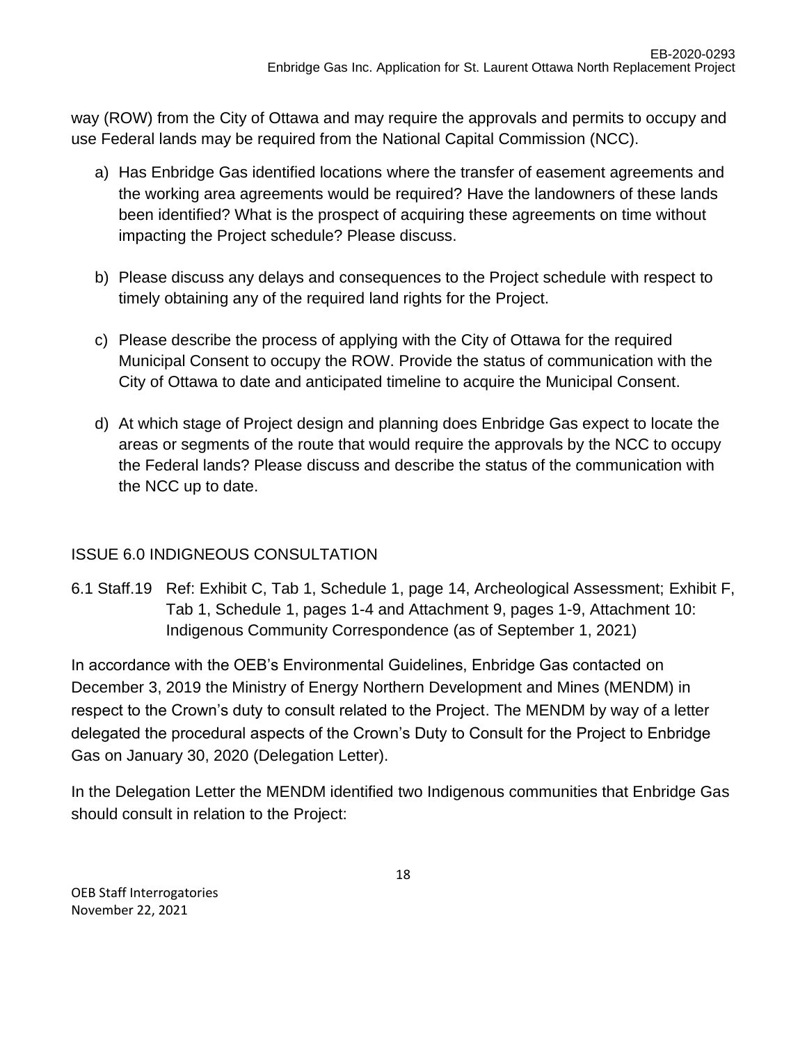way (ROW) from the City of Ottawa and may require the approvals and permits to occupy and use Federal lands may be required from the National Capital Commission (NCC).

a) Has Enbridge Gas identified locations where the transfer of easement agreements and the working area agreements would be required? Have the landowners of these lands been identified? What is the prospect of acquiring these agreements on time without impacting the Project schedule? Please discuss.

b) Please discuss any delays and consequences to the Project schedule with respect to timely obtaining any of the required land rights for the Project.

c) Please describe the process of applying with the City of Ottawa for the required Municipal Consent to occupy the ROW. Provide the status of communication with the City of Ottawa to date and anticipated timeline to acquire the Municipal Consent.

d) At which stage of Project design and planning does Enbridge Gas expect to locate the areas or segments of the route that would require the approvals by the NCC to occupy the Federal lands? Please discuss and describe the status of the communication with the NCC up to date.

## ISSUE 6.0 INDIGNEOUS CONSULTATION

6.1 Staff.19 Ref: Exhibit C, Tab 1, Schedule 1, page 14, Archeological Assessment; Exhibit F, Tab 1, Schedule 1, pages 1-4 and Attachment 9, pages 1-9, Attachment 10: Indigenous Community Correspondence (as of September 1, 2021)

In accordance with the OEB's Environmental Guidelines, Enbridge Gas contacted on December 3, 2019 the Ministry of Energy Northern Development and Mines (MENDM) in respect to the Crown's duty to consult related to the Project. The MENDM by way of a letter delegated the procedural aspects of the Crown's Duty to Consult for the Project to Enbridge Gas on January 30, 2020 (Delegation Letter).

In the Delegation Letter the MENDM identified two Indigenous communities that Enbridge Gas should consult in relation to the Project: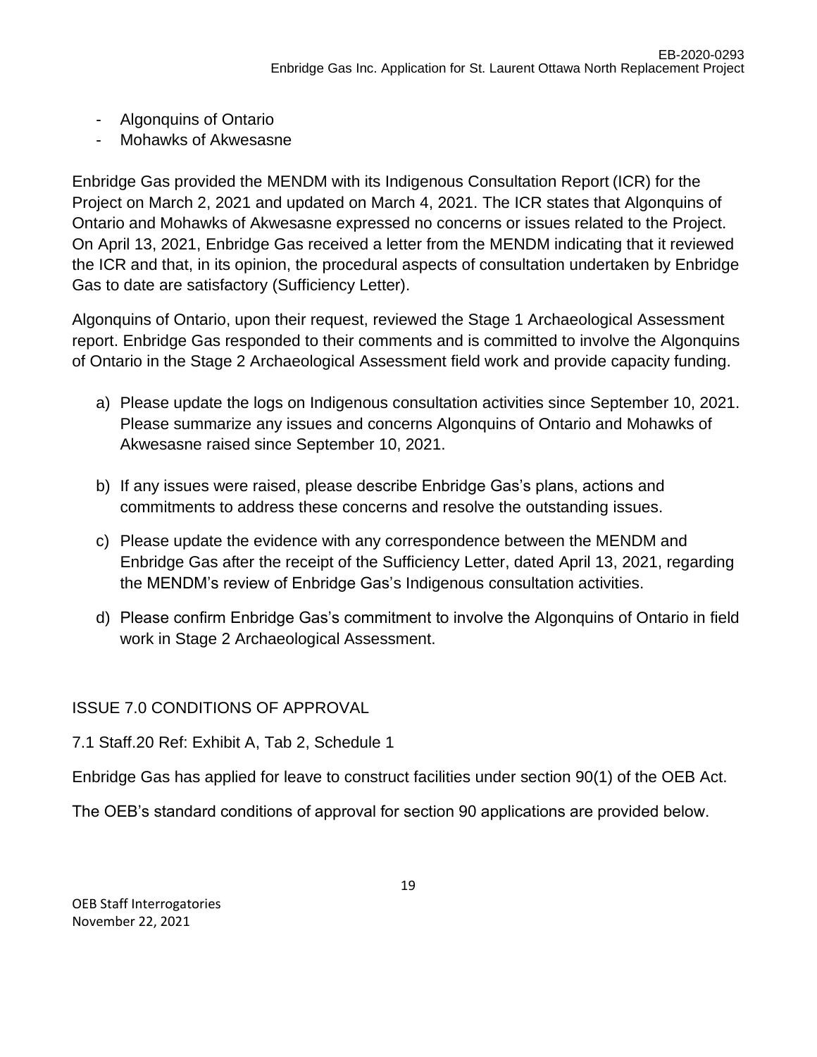- Algonquins of Ontario
- Mohawks of Akwesasne

Enbridge Gas provided the MENDM with its Indigenous Consultation Report (ICR) for the Project on March 2, 2021 and updated on March 4, 2021. The ICR states that Algonquins of Ontario and Mohawks of Akwesasne expressed no concerns or issues related to the Project. On April 13, 2021, Enbridge Gas received a letter from the MENDM indicating that it reviewed the ICR and that, in its opinion, the procedural aspects of consultation undertaken by Enbridge Gas to date are satisfactory (Sufficiency Letter).

Algonquins of Ontario, upon their request, reviewed the Stage 1 Archaeological Assessment report. Enbridge Gas responded to their comments and is committed to involve the Algonquins of Ontario in the Stage 2 Archaeological Assessment field work and provide capacity funding.

a) Please update the logs on Indigenous consultation activities since September 10, 2021. Please summarize any issues and concerns Algonquins of Ontario and Mohawks of Akwesasne raised since September 10, 2021.

b) If any issues were raised, please describe Enbridge Gas's plans, actions and commitments to address these concerns and resolve the outstanding issues.

c) Please update the evidence with any correspondence between the MENDM and Enbridge Gas after the receipt of the Sufficiency Letter, dated April 13, 2021, regarding the MENDM's review of Enbridge Gas's Indigenous consultation activities.

d) Please confirm Enbridge Gas's commitment to involve the Algonquins of Ontario in field work in Stage 2 Archaeological Assessment.

## ISSUE 7.0 CONDITIONS OF APPROVAL

### 7.1 Staff.20 Ref: Exhibit A, Tab 2, Schedule 1

Enbridge Gas has applied for leave to construct facilities under section 90(1) of the OEB Act.

The OEB's standard conditions of approval for section 90 applications are provided below.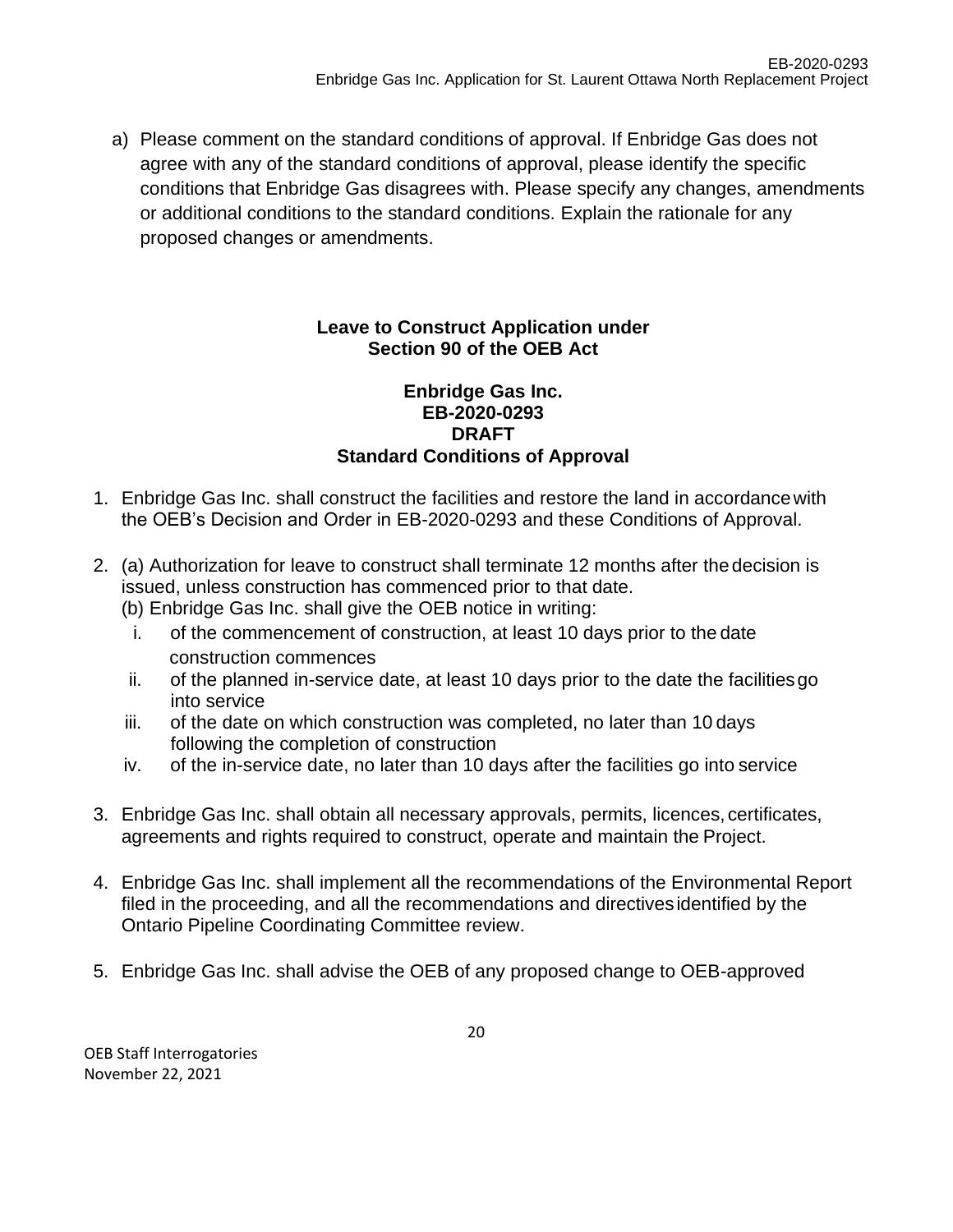a) Please comment on the standard conditions of approval. If Enbridge Gas does not agree with any of the standard conditions of approval, please identify the specific conditions that Enbridge Gas disagrees with. Please specify any changes, amendments or additional conditions to the standard conditions. Explain the rationale for any proposed changes or amendments.

**Leave to Construct Application under Section 90 of the OEB Act**

**Enbridge Gas Inc.**
**EB-2020-0293**
**DRAFT**
**Standard Conditions of Approval**

1. Enbridge Gas Inc. shall construct the facilities and restore the land in accordance with the OEB's Decision and Order in EB-2020-0293 and these Conditions of Approval.

2. (a) Authorization for leave to construct shall terminate 12 months after the decision is issued, unless construction has commenced prior to that date.
   (b) Enbridge Gas Inc. shall give the OEB notice in writing:
   i. of the commencement of construction, at least 10 days prior to the date construction commences
   ii. of the planned in-service date, at least 10 days prior to the date the facilities go into service
   iii. of the date on which construction was completed, no later than 10 days following the completion of construction
   iv. of the in-service date, no later than 10 days after the facilities go into service

3. Enbridge Gas Inc. shall obtain all necessary approvals, permits, licences, certificates, agreements and rights required to construct, operate and maintain the Project.

4. Enbridge Gas Inc. shall implement all the recommendations of the Environmental Report filed in the proceeding, and all the recommendations and directives identified by the Ontario Pipeline Coordinating Committee review.

5. Enbridge Gas Inc. shall advise the OEB of any proposed change to OEB-approved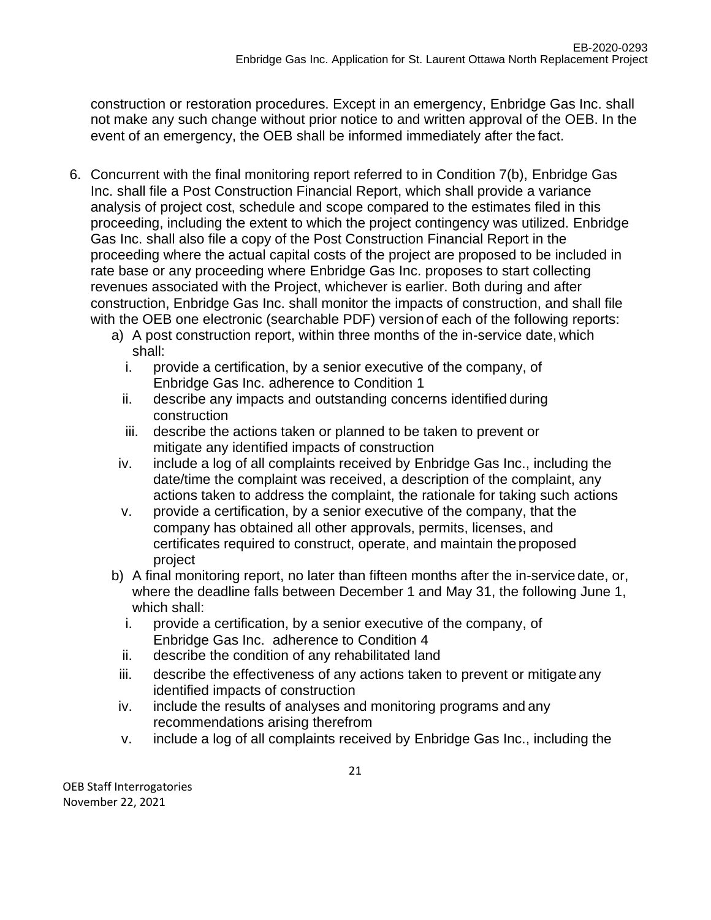construction or restoration procedures. Except in an emergency, Enbridge Gas Inc. shall not make any such change without prior notice to and written approval of the OEB. In the event of an emergency, the OEB shall be informed immediately after the fact.

6. Concurrent with the final monitoring report referred to in Condition 7(b), Enbridge Gas Inc. shall file a Post Construction Financial Report, which shall provide a variance analysis of project cost, schedule and scope compared to the estimates filed in this proceeding, including the extent to which the project contingency was utilized. Enbridge Gas Inc. shall also file a copy of the Post Construction Financial Report in the proceeding where the actual capital costs of the project are proposed to be included in rate base or any proceeding where Enbridge Gas Inc. proposes to start collecting revenues associated with the Project, whichever is earlier. Both during and after construction, Enbridge Gas Inc. shall monitor the impacts of construction, and shall file with the OEB one electronic (searchable PDF) version of each of the following reports:
   a) A post construction report, within three months of the in-service date, which shall:
      i. provide a certification, by a senior executive of the company, of Enbridge Gas Inc. adherence to Condition 1
      ii. describe any impacts and outstanding concerns identified during construction
      iii. describe the actions taken or planned to be taken to prevent or mitigate any identified impacts of construction
      iv. include a log of all complaints received by Enbridge Gas Inc., including the date/time the complaint was received, a description of the complaint, any actions taken to address the complaint, the rationale for taking such actions
      v. provide a certification, by a senior executive of the company, that the company has obtained all other approvals, permits, licenses, and certificates required to construct, operate, and maintain the proposed project
   b) A final monitoring report, no later than fifteen months after the in-service date, or, where the deadline falls between December 1 and May 31, the following June 1, which shall:
      i. provide a certification, by a senior executive of the company, of Enbridge Gas Inc. adherence to Condition 4
      ii. describe the condition of any rehabilitated land
      iii. describe the effectiveness of any actions taken to prevent or mitigate any identified impacts of construction
      iv. include the results of analyses and monitoring programs and any recommendations arising therefrom
      v. include a log of all complaints received by Enbridge Gas Inc., including the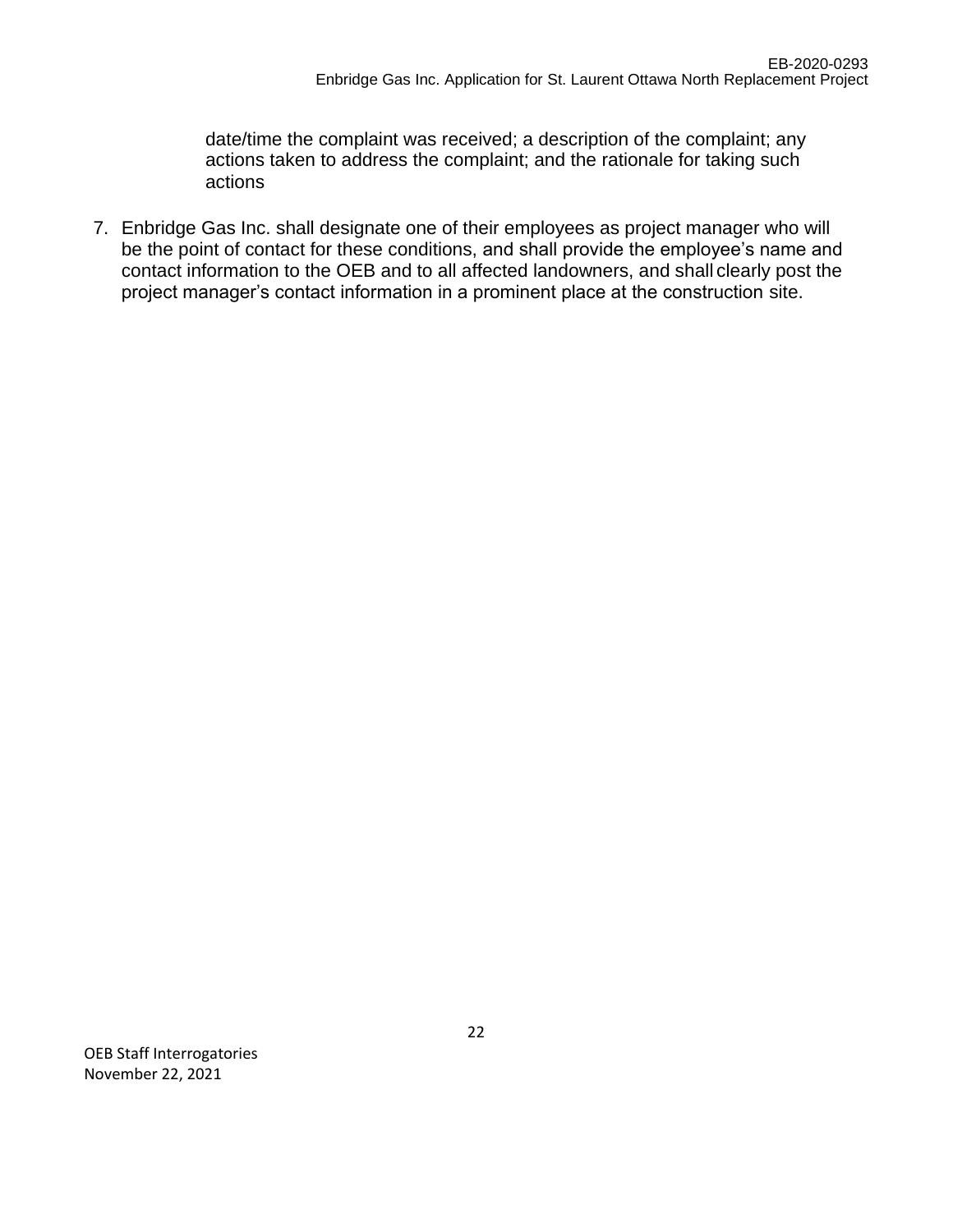date/time the complaint was received; a description of the complaint; any actions taken to address the complaint; and the rationale for taking such actions

7. Enbridge Gas Inc. shall designate one of their employees as project manager who will be the point of contact for these conditions, and shall provide the employee's name and contact information to the OEB and to all affected landowners, and shall clearly post the project manager's contact information in a prominent place at the construction site.